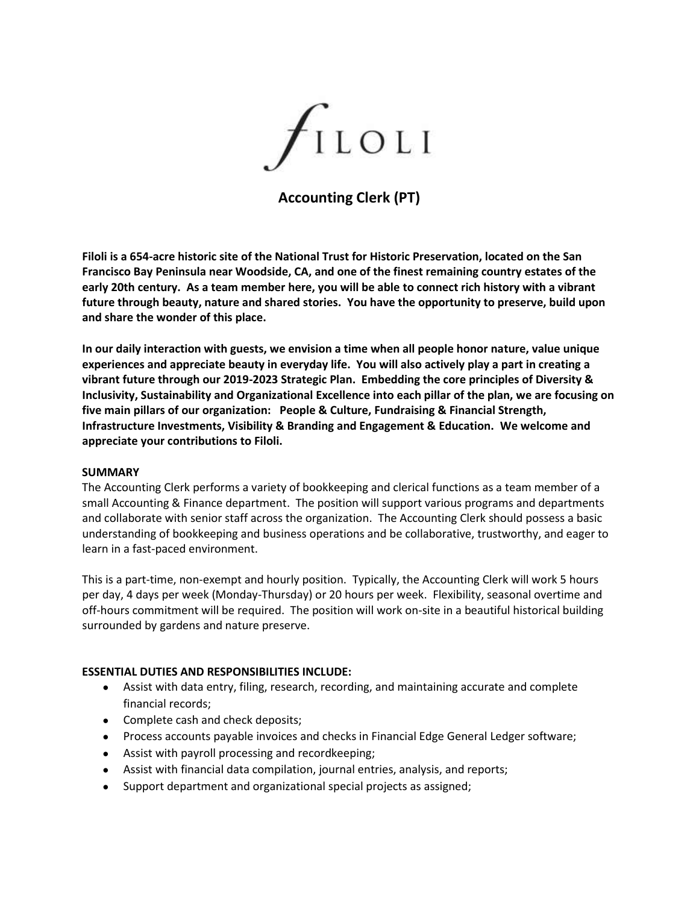FILOLI

# Accounting Clerk (PT)

**Filoli is a 654-acre historic site of the National Trust for Historic Preservation, located on the San Francisco Bay Peninsula near Woodside, CA, and one of the finest remaining country estates of the early 20th century. As a team member here, you will be able to connect rich history with a vibrant future through beauty, nature and shared stories. You have the opportunity to preserve, build upon and share the wonder of this place.**

**In our daily interaction with guests, we envision a time when all people honor nature, value unique experiences and appreciate beauty in everyday life. You will also actively play a part in creating a vibrant future through our 2019-2023 Strategic Plan. Embedding the core principles of Diversity & Inclusivity, Sustainability and Organizational Excellence into each pillar of the plan, we are focusing on five main pillars of our organization: People & Culture, Fundraising & Financial Strength, Infrastructure Investments, Visibility & Branding and Engagement & Education. We welcome and appreciate your contributions to Filoli.**

**SUMMARY**

The Accounting Clerk performs a variety of bookkeeping and clerical functions as a team member of a small Accounting & Finance department. The position will support various programs and departments and collaborate with senior staff across the organization. The Accounting Clerk should possess a basic understanding of bookkeeping and business operations and be collaborative, trustworthy, and eager to learn in a fast-paced environment.

This is a part-time, non-exempt and hourly position. Typically, the Accounting Clerk will work 5 hours per day, 4 days per week (Monday-Thursday) or 20 hours per week. Flexibility, seasonal overtime and off-hours commitment will be required. The position will work on-site in a beautiful historical building surrounded by gardens and nature preserve.

**ESSENTIAL DUTIES AND RESPONSIBILITIES INCLUDE:**

- Assist with data entry, filing, research, recording, and maintaining accurate and complete financial records;
- Complete cash and check deposits;
- Process accounts payable invoices and checks in Financial Edge General Ledger software;
- Assist with payroll processing and recordkeeping;
- Assist with financial data compilation, journal entries, analysis, and reports;
- Support department and organizational special projects as assigned;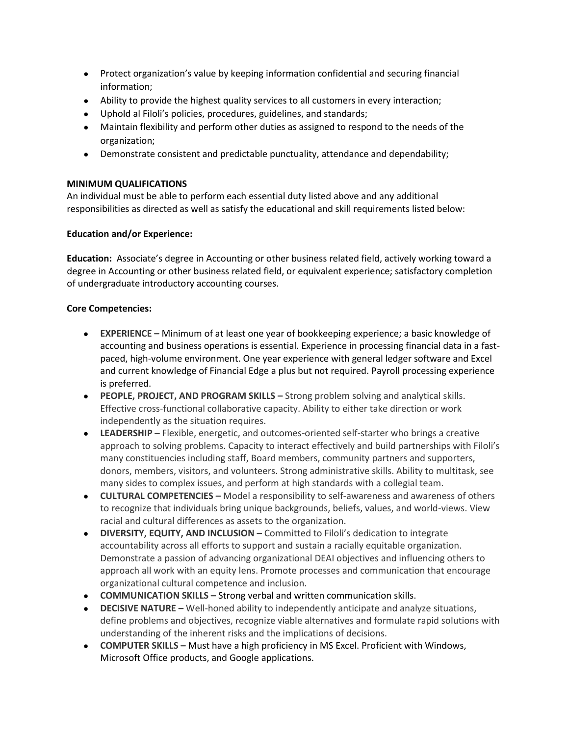- Protect organization's value by keeping information confidential and securing financial information;
- Ability to provide the highest quality services to all customers in every interaction;
- Uphold al Filoli's policies, procedures, guidelines, and standards;
- Maintain flexibility and perform other duties as assigned to respond to the needs of the organization;
- Demonstrate consistent and predictable punctuality, attendance and dependability;

**MINIMUM QUALIFICATIONS**

An individual must be able to perform each essential duty listed above and any additional responsibilities as directed as well as satisfy the educational and skill requirements listed below:

**Education and/or Experience:**

**Education:** Associate's degree in Accounting or other business related field, actively working toward a degree in Accounting or other business related field, or equivalent experience; satisfactory completion of undergraduate introductory accounting courses.

**Core Competencies:**

- **EXPERIENCE –** Minimum of at least one year of bookkeeping experience; a basic knowledge of accounting and business operations is essential. Experience in processing financial data in a fast-paced, high-volume environment. One year experience with general ledger software and Excel and current knowledge of Financial Edge a plus but not required. Payroll processing experience is preferred.
- **PEOPLE, PROJECT, AND PROGRAM SKILLS –** Strong problem solving and analytical skills. Effective cross-functional collaborative capacity. Ability to either take direction or work independently as the situation requires.
- **LEADERSHIP –** Flexible, energetic, and outcomes-oriented self-starter who brings a creative approach to solving problems. Capacity to interact effectively and build partnerships with Filoli's many constituencies including staff, Board members, community partners and supporters, donors, members, visitors, and volunteers. Strong administrative skills. Ability to multitask, see many sides to complex issues, and perform at high standards with a collegial team.
- **CULTURAL COMPETENCIES –** Model a responsibility to self-awareness and awareness of others to recognize that individuals bring unique backgrounds, beliefs, values, and world-views. View racial and cultural differences as assets to the organization.
- **DIVERSITY, EQUITY, AND INCLUSION –** Committed to Filoli's dedication to integrate accountability across all efforts to support and sustain a racially equitable organization. Demonstrate a passion of advancing organizational DEAI objectives and influencing others to approach all work with an equity lens. Promote processes and communication that encourage organizational cultural competence and inclusion.
- **COMMUNICATION SKILLS –** Strong verbal and written communication skills.
- **DECISIVE NATURE –** Well-honed ability to independently anticipate and analyze situations, define problems and objectives, recognize viable alternatives and formulate rapid solutions with understanding of the inherent risks and the implications of decisions.
- **COMPUTER SKILLS –** Must have a high proficiency in MS Excel. Proficient with Windows, Microsoft Office products, and Google applications.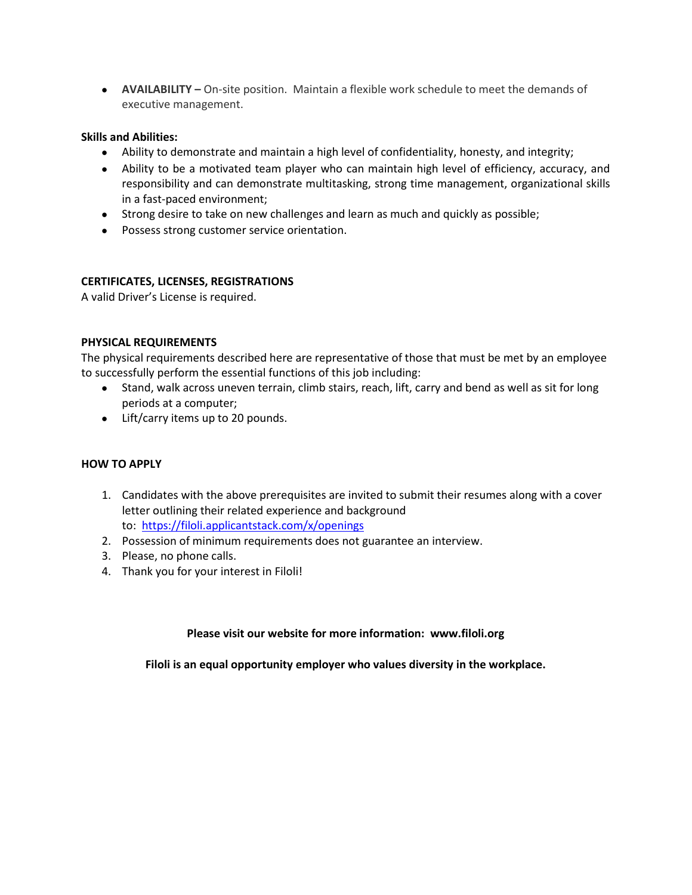- **AVAILABILITY –** On-site position. Maintain a flexible work schedule to meet the demands of executive management.

**Skills and Abilities:**

- Ability to demonstrate and maintain a high level of confidentiality, honesty, and integrity;
- Ability to be a motivated team player who can maintain high level of efficiency, accuracy, and responsibility and can demonstrate multitasking, strong time management, organizational skills in a fast-paced environment;
- Strong desire to take on new challenges and learn as much and quickly as possible;
- Possess strong customer service orientation.

**CERTIFICATES, LICENSES, REGISTRATIONS**

A valid Driver's License is required.

**PHYSICAL REQUIREMENTS**

The physical requirements described here are representative of those that must be met by an employee to successfully perform the essential functions of this job including:

- Stand, walk across uneven terrain, climb stairs, reach, lift, carry and bend as well as sit for long periods at a computer;
- Lift/carry items up to 20 pounds.

**HOW TO APPLY**

1. Candidates with the above prerequisites are invited to submit their resumes along with a cover letter outlining their related experience and background to: [https://filoli.applicantstack.com/x/openings](https://filoli.applicantstack.com/x/openings)
2. Possession of minimum requirements does not guarantee an interview.
3. Please, no phone calls.
4. Thank you for your interest in Filoli!

**Please visit our website for more information: www.filoli.org**

**Filoli is an equal opportunity employer who values diversity in the workplace.**